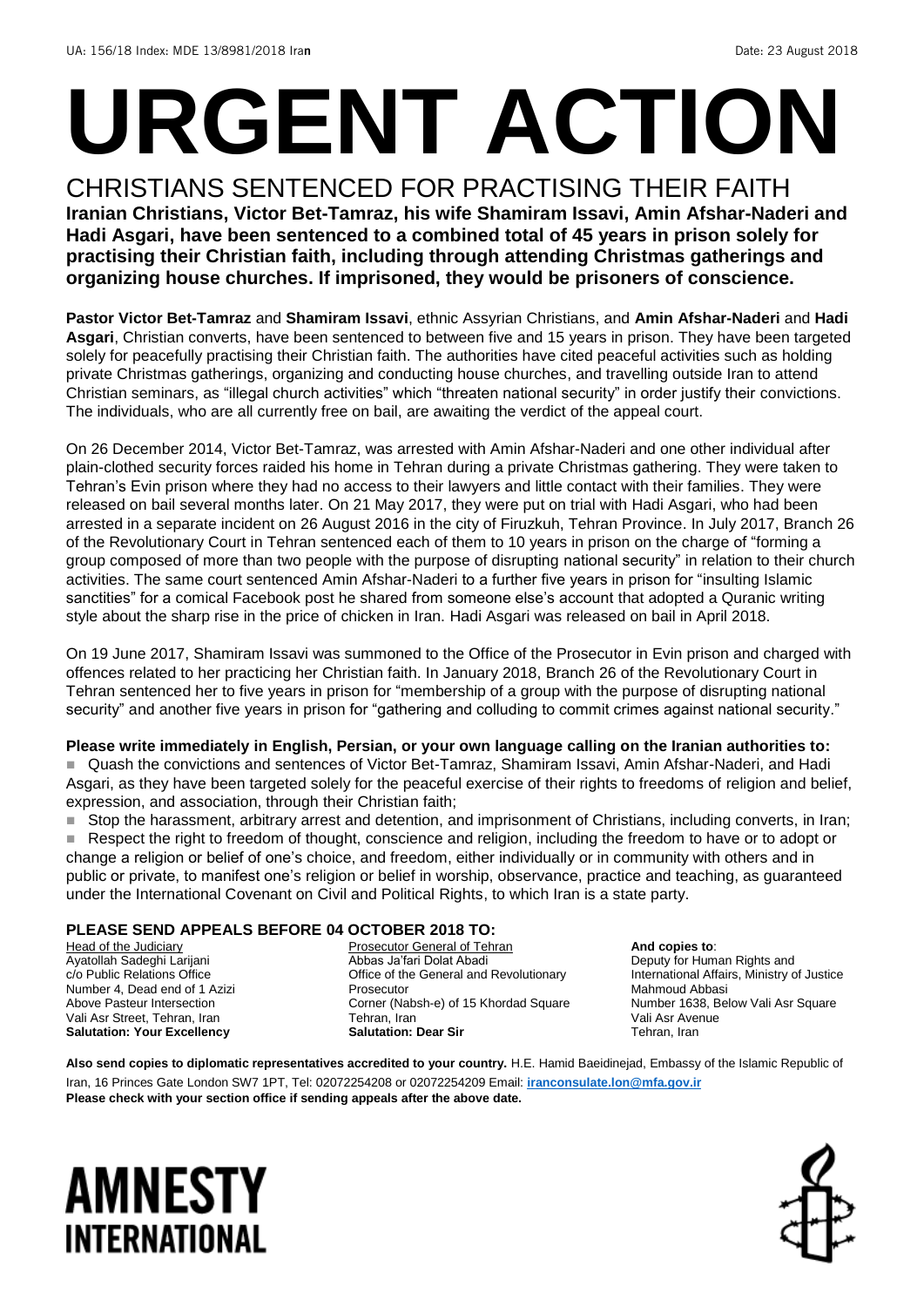UA: 156/18 Index: MDE 13/8981/2018 Iran Date: 23 August 2018

# URGENT ACTION

## CHRISTIANS SENTENCED FOR PRACTISING THEIR FAITH

**Iranian Christians, Victor Bet-Tamraz, his wife Shamiram Issavi, Amin Afshar-Naderi and Hadi Asgari, have been sentenced to a combined total of 45 years in prison solely for practising their Christian faith, including through attending Christmas gatherings and organizing house churches. If imprisoned, they would be prisoners of conscience.**

**Pastor Victor Bet-Tamraz** and **Shamiram Issavi**, ethnic Assyrian Christians, and **Amin Afshar-Naderi** and **Hadi Asgari**, Christian converts, have been sentenced to between five and 15 years in prison. They have been targeted solely for peacefully practising their Christian faith. The authorities have cited peaceful activities such as holding private Christmas gatherings, organizing and conducting house churches, and travelling outside Iran to attend Christian seminars, as "illegal church activities" which "threaten national security" in order justify their convictions. The individuals, who are all currently free on bail, are awaiting the verdict of the appeal court.

On 26 December 2014, Victor Bet-Tamraz, was arrested with Amin Afshar-Naderi and one other individual after plain-clothed security forces raided his home in Tehran during a private Christmas gathering. They were taken to Tehran's Evin prison where they had no access to their lawyers and little contact with their families. They were released on bail several months later. On 21 May 2017, they were put on trial with Hadi Asgari, who had been arrested in a separate incident on 26 August 2016 in the city of Firuzkuh, Tehran Province. In July 2017, Branch 26 of the Revolutionary Court in Tehran sentenced each of them to 10 years in prison on the charge of "forming a group composed of more than two people with the purpose of disrupting national security" in relation to their church activities. The same court sentenced Amin Afshar-Naderi to a further five years in prison for "insulting Islamic sanctities" for a comical Facebook post he shared from someone else's account that adopted a Quranic writing style about the sharp rise in the price of chicken in Iran. Hadi Asgari was released on bail in April 2018.

On 19 June 2017, Shamiram Issavi was summoned to the Office of the Prosecutor in Evin prison and charged with offences related to her practicing her Christian faith. In January 2018, Branch 26 of the Revolutionary Court in Tehran sentenced her to five years in prison for "membership of a group with the purpose of disrupting national security" and another five years in prison for "gathering and colluding to commit crimes against national security."

**Please write immediately in English, Persian, or your own language calling on the Iranian authorities to:**

- Quash the convictions and sentences of Victor Bet-Tamraz, Shamiram Issavi, Amin Afshar-Naderi, and Hadi Asgari, as they have been targeted solely for the peaceful exercise of their rights to freedoms of religion and belief, expression, and association, through their Christian faith;
- Stop the harassment, arbitrary arrest and detention, and imprisonment of Christians, including converts, in Iran;
- Respect the right to freedom of thought, conscience and religion, including the freedom to have or to adopt or change a religion or belief of one's choice, and freedom, either individually or in community with others and in public or private, to manifest one's religion or belief in worship, observance, practice and teaching, as guaranteed under the International Covenant on Civil and Political Rights, to which Iran is a state party.

**PLEASE SEND APPEALS BEFORE 04 OCTOBER 2018 TO:**

Head of the Judiciary
Ayatollah Sadeghi Larijani
c/o Public Relations Office
Number 4, Dead end of 1 Azizi
Above Pasteur Intersection
Vali Asr Street, Tehran, Iran
**Salutation: Your Excellency**

Prosecutor General of Tehran
Abbas Ja'fari Dolat Abadi
Office of the General and Revolutionary Prosecutor
Corner (Nabsh-e) of 15 Khordad Square
Tehran, Iran
**Salutation: Dear Sir**

**And copies to**:
Deputy for Human Rights and International Affairs, Ministry of Justice
Mahmoud Abbasi
Number 1638, Below Vali Asr Square
Vali Asr Avenue
Tehran, Iran

**Also send copies to diplomatic representatives accredited to your country.** H.E. Hamid Baeidinejad, Embassy of the Islamic Republic of Iran, 16 Princes Gate London SW7 1PT, Tel: 02072254208 or 02072254209 Email: iranconsulate.lon@mfa.gov.ir
**Please check with your section office if sending appeals after the above date.**

AMNESTY INTERNATIONAL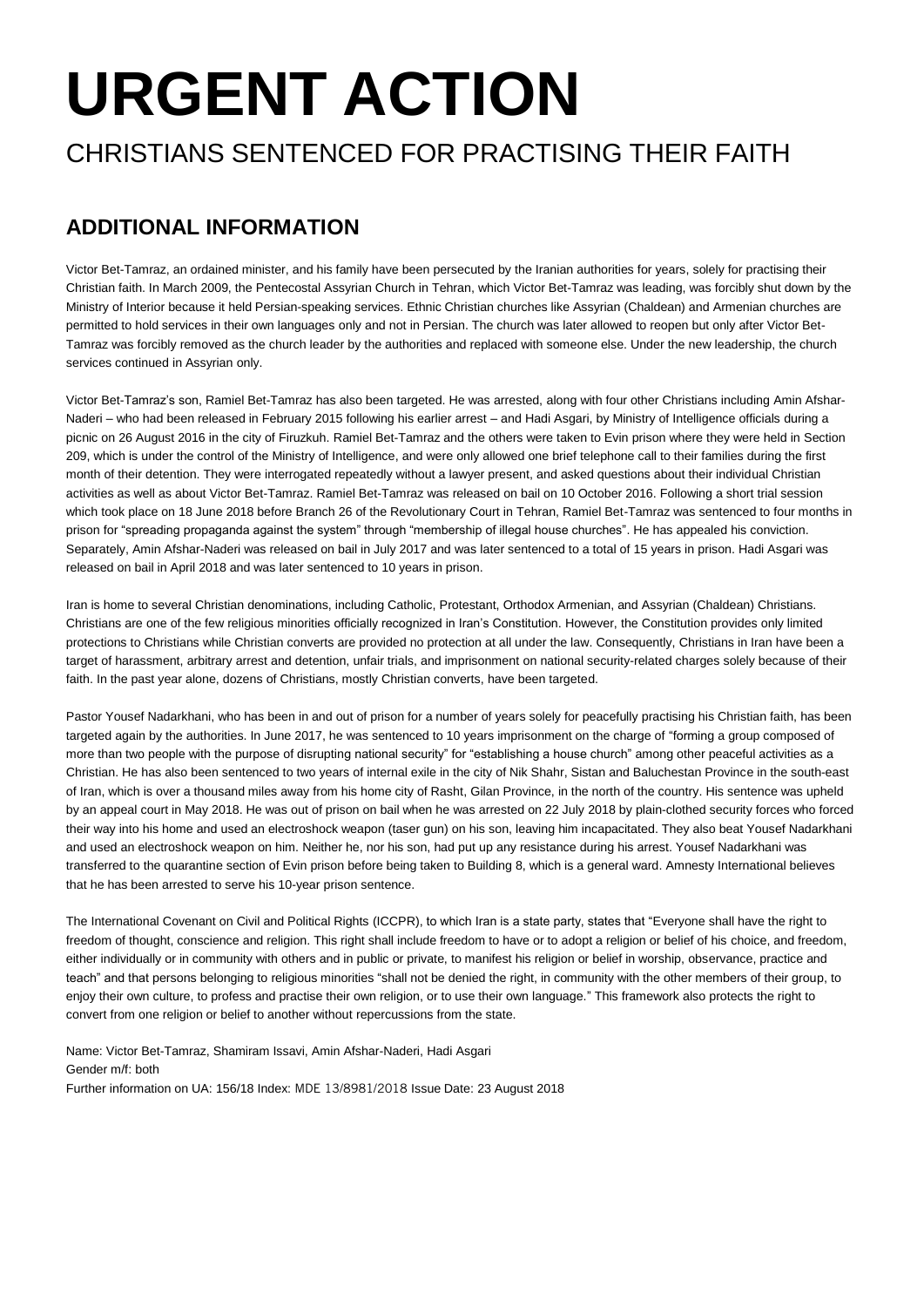# URGENT ACTION

## CHRISTIANS SENTENCED FOR PRACTISING THEIR FAITH

### ADDITIONAL INFORMATION

Victor Bet-Tamraz, an ordained minister, and his family have been persecuted by the Iranian authorities for years, solely for practising their Christian faith. In March 2009, the Pentecostal Assyrian Church in Tehran, which Victor Bet-Tamraz was leading, was forcibly shut down by the Ministry of Interior because it held Persian-speaking services. Ethnic Christian churches like Assyrian (Chaldean) and Armenian churches are permitted to hold services in their own languages only and not in Persian. The church was later allowed to reopen but only after Victor Bet-Tamraz was forcibly removed as the church leader by the authorities and replaced with someone else. Under the new leadership, the church services continued in Assyrian only.

Victor Bet-Tamraz's son, Ramiel Bet-Tamraz has also been targeted. He was arrested, along with four other Christians including Amin Afshar-Naderi – who had been released in February 2015 following his earlier arrest – and Hadi Asgari, by Ministry of Intelligence officials during a picnic on 26 August 2016 in the city of Firuzkuh. Ramiel Bet-Tamraz and the others were taken to Evin prison where they were held in Section 209, which is under the control of the Ministry of Intelligence, and were only allowed one brief telephone call to their families during the first month of their detention. They were interrogated repeatedly without a lawyer present, and asked questions about their individual Christian activities as well as about Victor Bet-Tamraz. Ramiel Bet-Tamraz was released on bail on 10 October 2016. Following a short trial session which took place on 18 June 2018 before Branch 26 of the Revolutionary Court in Tehran, Ramiel Bet-Tamraz was sentenced to four months in prison for "spreading propaganda against the system" through "membership of illegal house churches". He has appealed his conviction. Separately, Amin Afshar-Naderi was released on bail in July 2017 and was later sentenced to a total of 15 years in prison. Hadi Asgari was released on bail in April 2018 and was later sentenced to 10 years in prison.

Iran is home to several Christian denominations, including Catholic, Protestant, Orthodox Armenian, and Assyrian (Chaldean) Christians. Christians are one of the few religious minorities officially recognized in Iran's Constitution. However, the Constitution provides only limited protections to Christians while Christian converts are provided no protection at all under the law. Consequently, Christians in Iran have been a target of harassment, arbitrary arrest and detention, unfair trials, and imprisonment on national security-related charges solely because of their faith. In the past year alone, dozens of Christians, mostly Christian converts, have been targeted.

Pastor Yousef Nadarkhani, who has been in and out of prison for a number of years solely for peacefully practising his Christian faith, has been targeted again by the authorities. In June 2017, he was sentenced to 10 years imprisonment on the charge of "forming a group composed of more than two people with the purpose of disrupting national security" for "establishing a house church" among other peaceful activities as a Christian. He has also been sentenced to two years of internal exile in the city of Nik Shahr, Sistan and Baluchestan Province in the south-east of Iran, which is over a thousand miles away from his home city of Rasht, Gilan Province, in the north of the country. His sentence was upheld by an appeal court in May 2018. He was out of prison on bail when he was arrested on 22 July 2018 by plain-clothed security forces who forced their way into his home and used an electroshock weapon (taser gun) on his son, leaving him incapacitated. They also beat Yousef Nadarkhani and used an electroshock weapon on him. Neither he, nor his son, had put up any resistance during his arrest. Yousef Nadarkhani was transferred to the quarantine section of Evin prison before being taken to Building 8, which is a general ward. Amnesty International believes that he has been arrested to serve his 10-year prison sentence.

The International Covenant on Civil and Political Rights (ICCPR), to which Iran is a state party, states that "Everyone shall have the right to freedom of thought, conscience and religion. This right shall include freedom to have or to adopt a religion or belief of his choice, and freedom, either individually or in community with others and in public or private, to manifest his religion or belief in worship, observance, practice and teach" and that persons belonging to religious minorities "shall not be denied the right, in community with the other members of their group, to enjoy their own culture, to profess and practise their own religion, or to use their own language." This framework also protects the right to convert from one religion or belief to another without repercussions from the state.

Name: Victor Bet-Tamraz, Shamiram Issavi, Amin Afshar-Naderi, Hadi Asgari
Gender m/f: both
Further information on UA: 156/18 Index: MDE 13/8981/2018 Issue Date: 23 August 2018